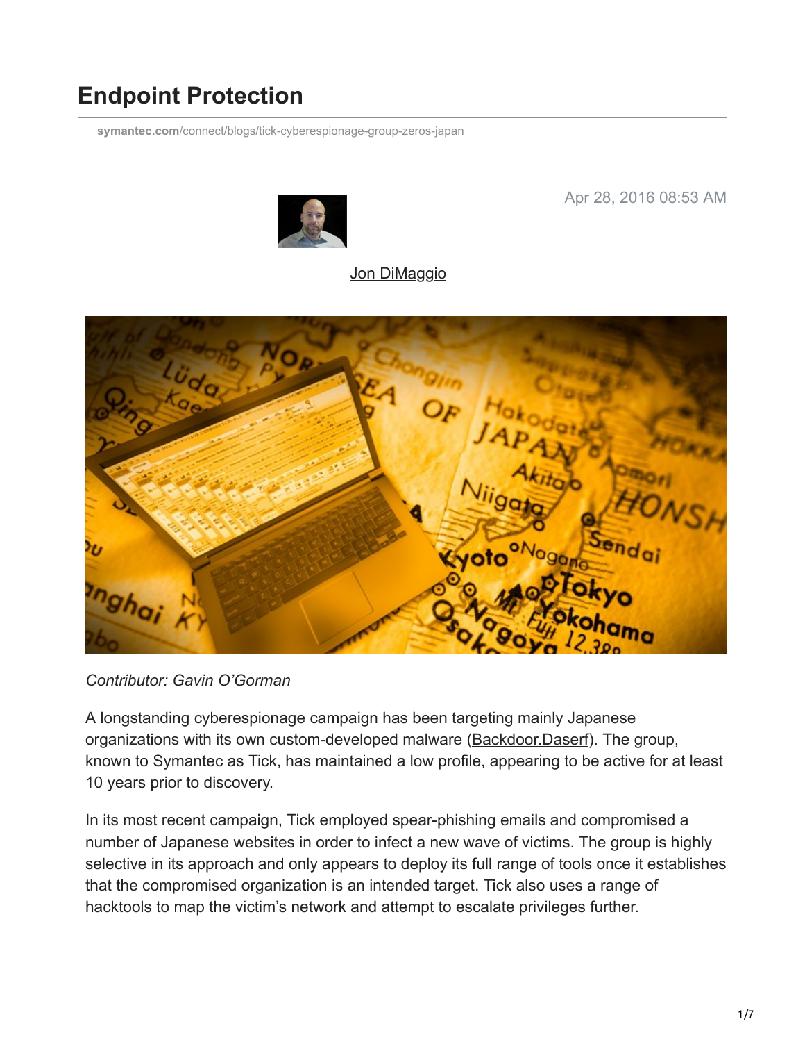# Endpoint Protection

symantec.com/connect/blogs/tick-cyberespionage-group-zeros-japan

Apr 28, 2016 08:53 AM

Jon DiMaggio

*Contributor: Gavin O'Gorman*

A longstanding cyberespionage campaign has been targeting mainly Japanese organizations with its own custom-developed malware (Backdoor.Daserf). The group, known to Symantec as Tick, has maintained a low profile, appearing to be active for at least 10 years prior to discovery.

In its most recent campaign, Tick employed spear-phishing emails and compromised a number of Japanese websites in order to infect a new wave of victims. The group is highly selective in its approach and only appears to deploy its full range of tools once it establishes that the compromised organization is an intended target. Tick also uses a range of hacktools to map the victim's network and attempt to escalate privileges further.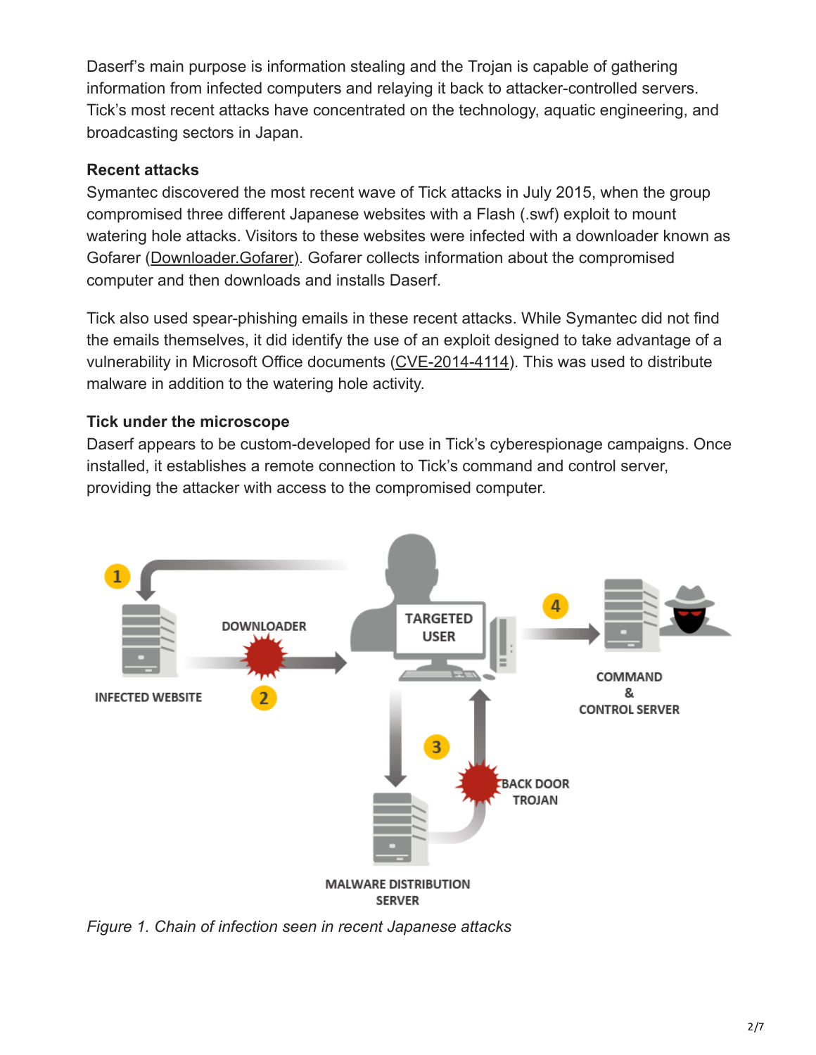Daserf's main purpose is information stealing and the Trojan is capable of gathering information from infected computers and relaying it back to attacker-controlled servers. Tick's most recent attacks have concentrated on the technology, aquatic engineering, and broadcasting sectors in Japan.

**Recent attacks**

Symantec discovered the most recent wave of Tick attacks in July 2015, when the group compromised three different Japanese websites with a Flash (.swf) exploit to mount watering hole attacks. Visitors to these websites were infected with a downloader known as Gofarer (Downloader.Gofarer). Gofarer collects information about the compromised computer and then downloads and installs Daserf.

Tick also used spear-phishing emails in these recent attacks. While Symantec did not find the emails themselves, it did identify the use of an exploit designed to take advantage of a vulnerability in Microsoft Office documents (CVE-2014-4114). This was used to distribute malware in addition to the watering hole activity.

**Tick under the microscope**

Daserf appears to be custom-developed for use in Tick's cyberespionage campaigns. Once installed, it establishes a remote connection to Tick's command and control server, providing the attacker with access to the compromised computer.

*Figure 1. Chain of infection seen in recent Japanese attacks*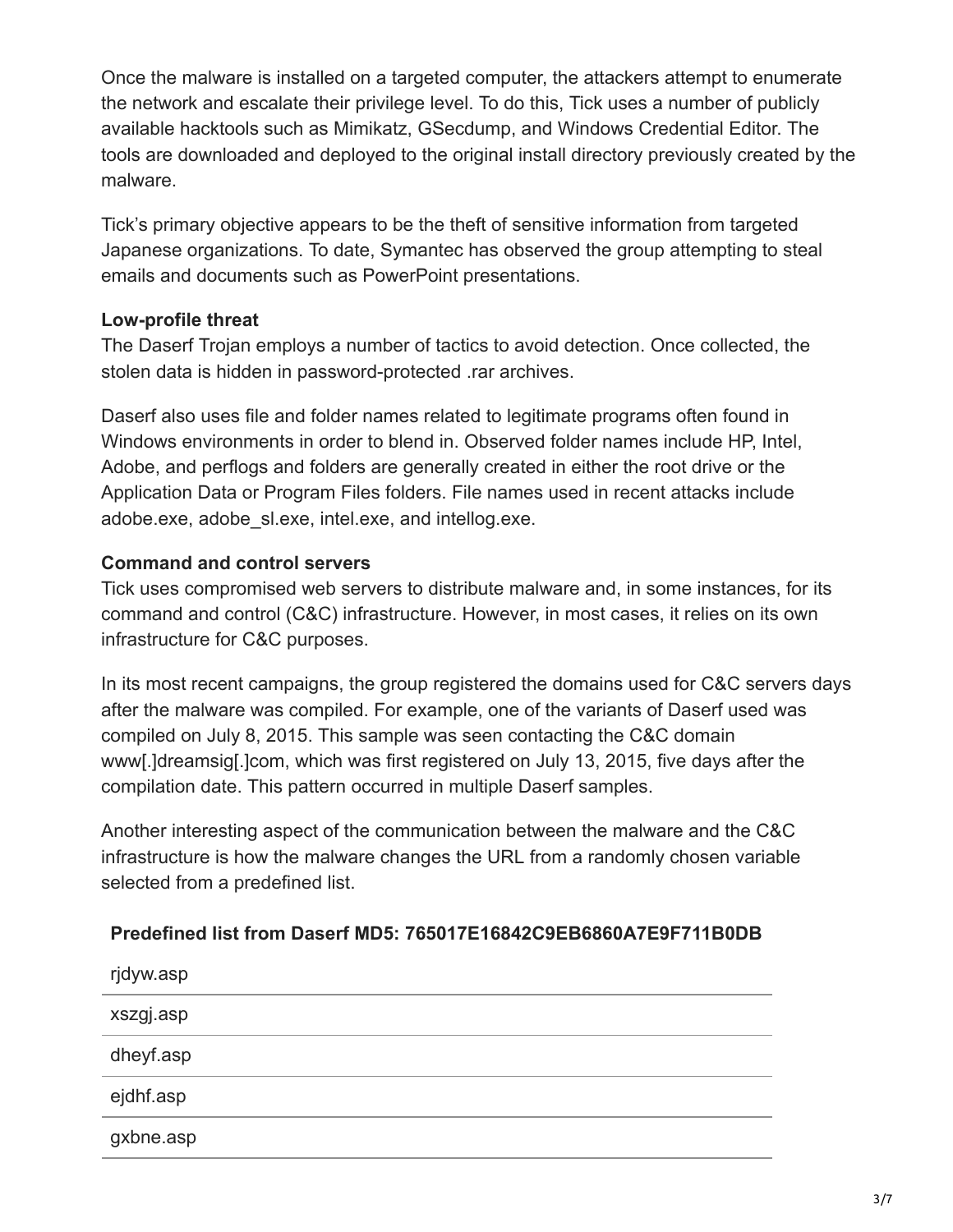Once the malware is installed on a targeted computer, the attackers attempt to enumerate the network and escalate their privilege level. To do this, Tick uses a number of publicly available hacktools such as Mimikatz, GSecdump, and Windows Credential Editor. The tools are downloaded and deployed to the original install directory previously created by the malware.

Tick's primary objective appears to be the theft of sensitive information from targeted Japanese organizations. To date, Symantec has observed the group attempting to steal emails and documents such as PowerPoint presentations.

**Low-profile threat**

The Daserf Trojan employs a number of tactics to avoid detection. Once collected, the stolen data is hidden in password-protected .rar archives.

Daserf also uses file and folder names related to legitimate programs often found in Windows environments in order to blend in. Observed folder names include HP, Intel, Adobe, and perflogs and folders are generally created in either the root drive or the Application Data or Program Files folders. File names used in recent attacks include adobe.exe, adobe_sl.exe, intel.exe, and intellog.exe.

**Command and control servers**

Tick uses compromised web servers to distribute malware and, in some instances, for its command and control (C&C) infrastructure. However, in most cases, it relies on its own infrastructure for C&C purposes.

In its most recent campaigns, the group registered the domains used for C&C servers days after the malware was compiled. For example, one of the variants of Daserf used was compiled on July 8, 2015. This sample was seen contacting the C&C domain www[.]dreamsig[.]com, which was first registered on July 13, 2015, five days after the compilation date. This pattern occurred in multiple Daserf samples.

Another interesting aspect of the communication between the malware and the C&C infrastructure is how the malware changes the URL from a randomly chosen variable selected from a predefined list.

| Predefined list from Daserf MD5: 765017E16842C9EB6860A7E9F711B0DB |
|---|
| rjdyw.asp |
| xszgj.asp |
| dheyf.asp |
| ejdhf.asp |
| gxbne.asp |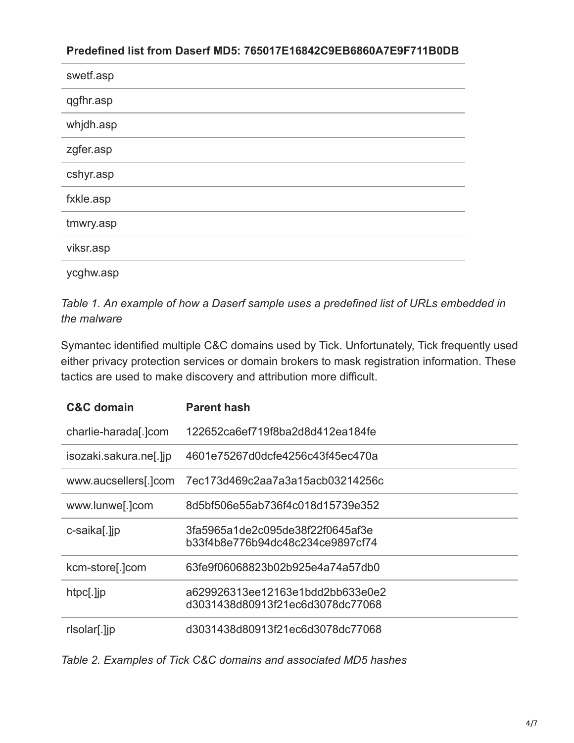| Predefined list from Daserf MD5: 765017E16842C9EB6860A7E9F711B0DB |
| --- |
| swetf.asp |
| qgfhr.asp |
| whjdh.asp |
| zgfer.asp |
| cshyr.asp |
| fxkle.asp |
| tmwry.asp |
| viksr.asp |
| ycghw.asp |

*Table 1. An example of how a Daserf sample uses a predefined list of URLs embedded in the malware*

Symantec identified multiple C&C domains used by Tick. Unfortunately, Tick frequently used either privacy protection services or domain brokers to mask registration information. These tactics are used to make discovery and attribution more difficult.

| C&C domain | Parent hash |
| --- | --- |
| charlie-harada[.]com | 122652ca6ef719f8ba2d8d412ea184fe |
| isozaki.sakura.ne[.]jp | 4601e75267d0dcfe4256c43f45ec470a |
| www.aucsellers[.]com | 7ec173d469c2aa7a3a15acb03214256c |
| www.lunwe[.]com | 8d5bf506e55ab736f4c018d15739e352 |
| c-saika[.]jp | 3fa5965a1de2c095de38f22f0645af3e b33f4b8e776b94dc48c234ce9897cf74 |
| kcm-store[.]com | 63fe9f06068823b02b925e4a74a57db0 |
| htpc[.]jp | a629926313ee12163e1bdd2bb633e0e2 d3031438d80913f21ec6d3078dc77068 |
| rlsolar[.]jp | d3031438d80913f21ec6d3078dc77068 |

*Table 2. Examples of Tick C&C domains and associated MD5 hashes*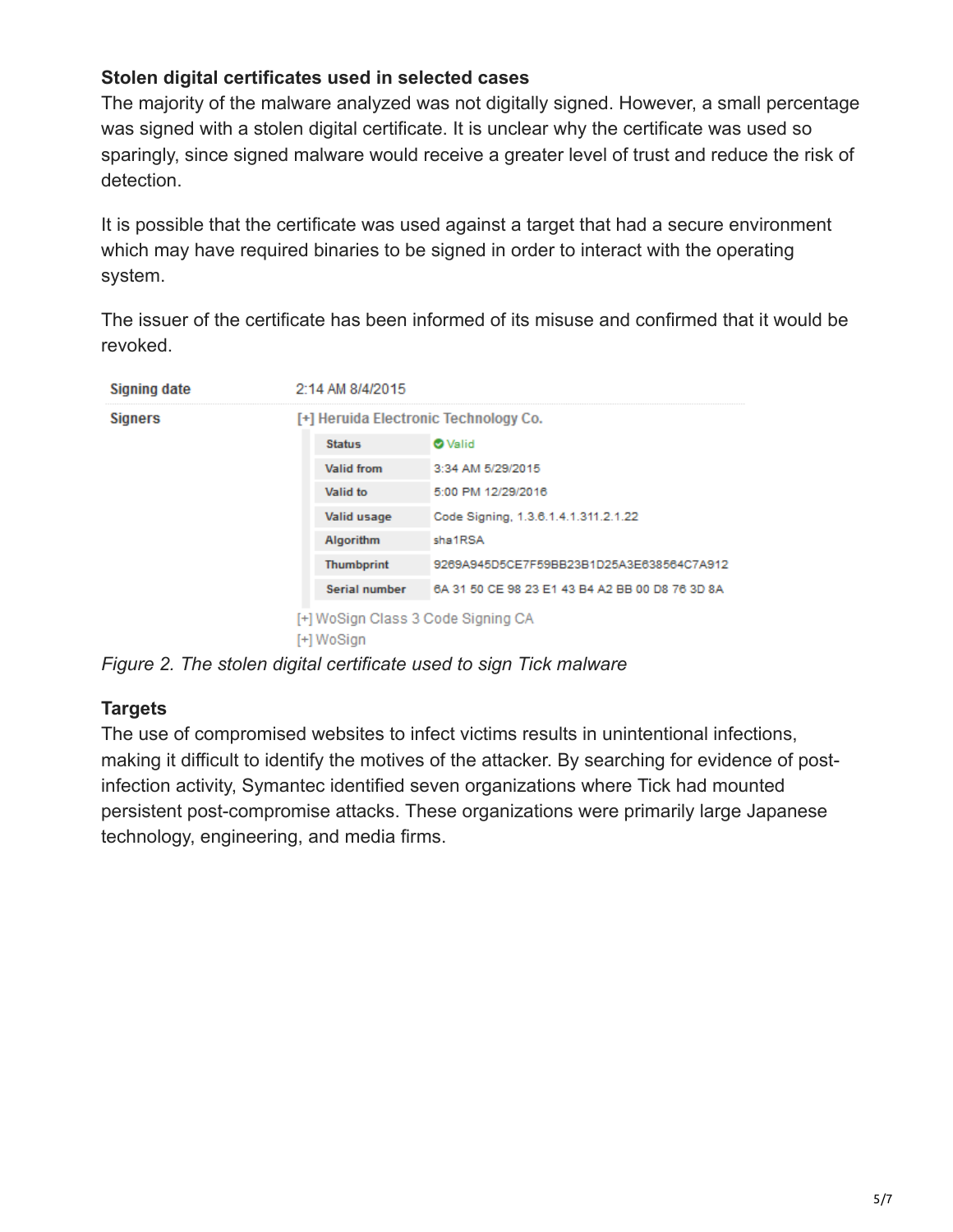### Stolen digital certificates used in selected cases

The majority of the malware analyzed was not digitally signed. However, a small percentage was signed with a stolen digital certificate. It is unclear why the certificate was used so sparingly, since signed malware would receive a greater level of trust and reduce the risk of detection.

It is possible that the certificate was used against a target that had a secure environment which may have required binaries to be signed in order to interact with the operating system.

The issuer of the certificate has been informed of its misuse and confirmed that it would be revoked.

| Signing date | 2:14 AM 8/4/2015 |
| --- | --- |
| Signers | [+] Heruida Electronic Technology Co. |
| Status | Valid |
| Valid from | 3:34 AM 5/29/2015 |
| Valid to | 5:00 PM 12/29/2016 |
| Valid usage | Code Signing, 1.3.6.1.4.1.311.2.1.22 |
| Algorithm | sha1RSA |
| Thumbprint | 9269A945D5CE7F59BB23B1D25A3E638564C7A912 |
| Serial number | 6A 31 50 CE 98 23 E1 43 B4 A2 BB 00 D8 76 3D 8A |
| | [+] WoSign Class 3 Code Signing CA |
| | [+] WoSign |

*Figure 2. The stolen digital certificate used to sign Tick malware*

### Targets

The use of compromised websites to infect victims results in unintentional infections, making it difficult to identify the motives of the attacker. By searching for evidence of post-infection activity, Symantec identified seven organizations where Tick had mounted persistent post-compromise attacks. These organizations were primarily large Japanese technology, engineering, and media firms.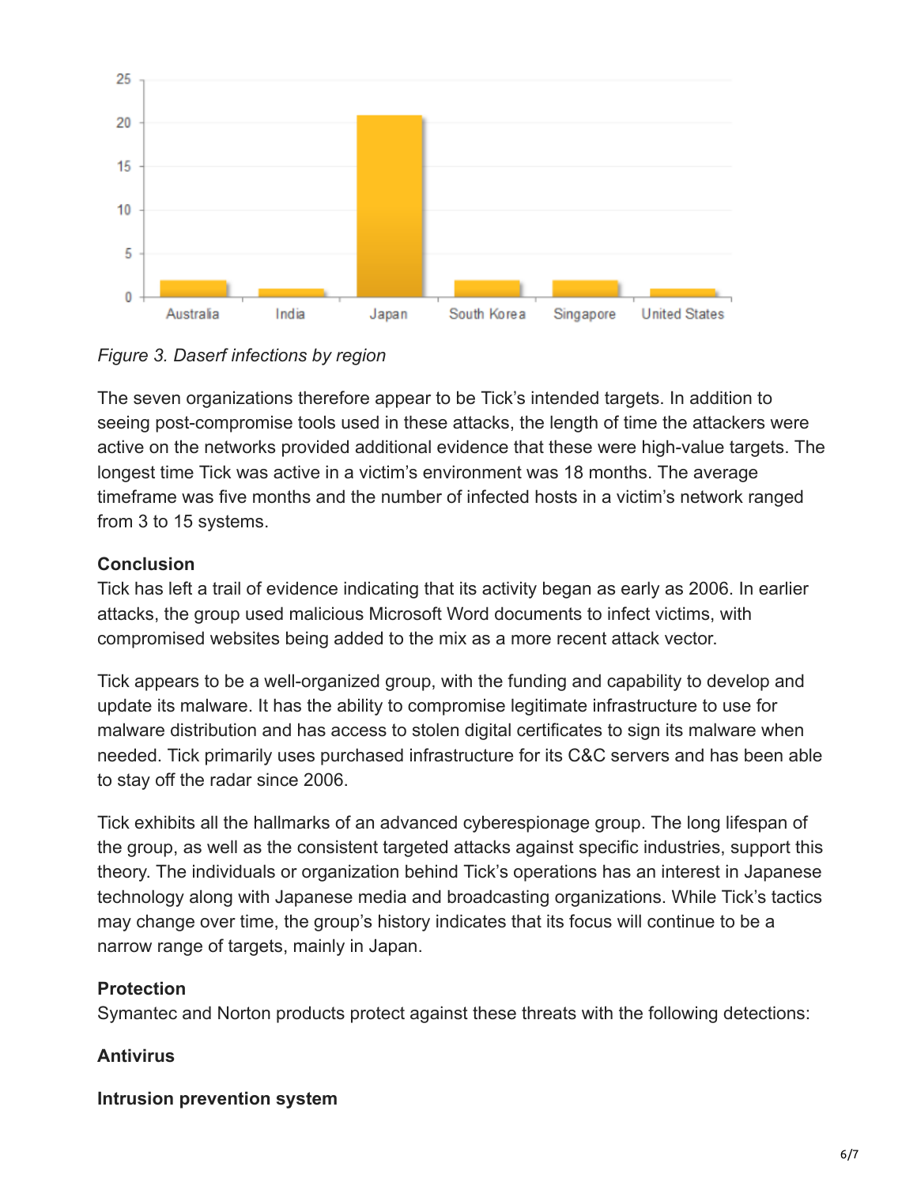*Figure 3. Daserf infections by region*

The seven organizations therefore appear to be Tick's intended targets. In addition to seeing post-compromise tools used in these attacks, the length of time the attackers were active on the networks provided additional evidence that these were high-value targets. The longest time Tick was active in a victim's environment was 18 months. The average timeframe was five months and the number of infected hosts in a victim's network ranged from 3 to 15 systems.

**Conclusion**

Tick has left a trail of evidence indicating that its activity began as early as 2006. In earlier attacks, the group used malicious Microsoft Word documents to infect victims, with compromised websites being added to the mix as a more recent attack vector.

Tick appears to be a well-organized group, with the funding and capability to develop and update its malware. It has the ability to compromise legitimate infrastructure to use for malware distribution and has access to stolen digital certificates to sign its malware when needed. Tick primarily uses purchased infrastructure for its C&C servers and has been able to stay off the radar since 2006.

Tick exhibits all the hallmarks of an advanced cyberespionage group. The long lifespan of the group, as well as the consistent targeted attacks against specific industries, support this theory. The individuals or organization behind Tick's operations has an interest in Japanese technology along with Japanese media and broadcasting organizations. While Tick's tactics may change over time, the group's history indicates that its focus will continue to be a narrow range of targets, mainly in Japan.

**Protection**

Symantec and Norton products protect against these threats with the following detections:

**Antivirus**

**Intrusion prevention system**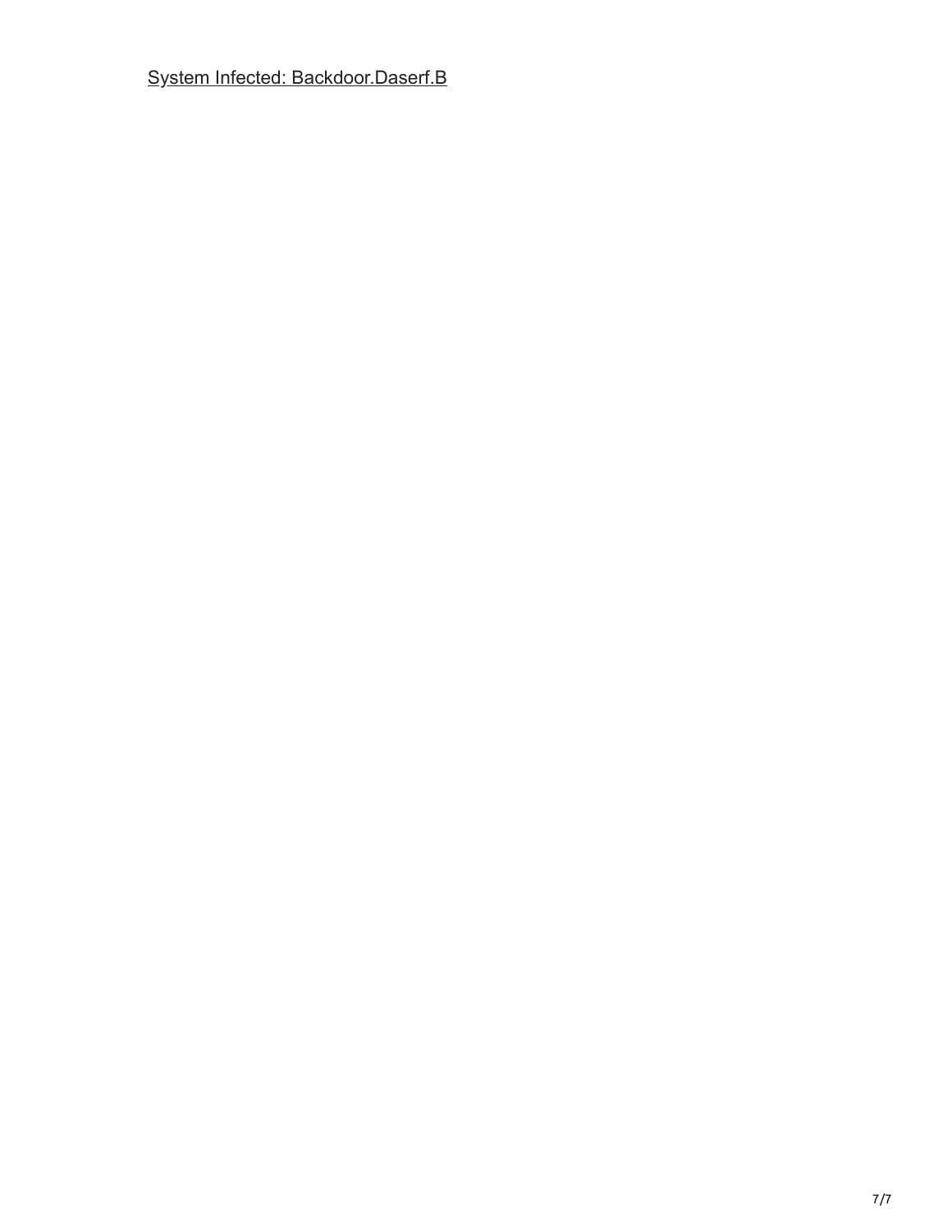[System Infected: Backdoor.Daserf.B]